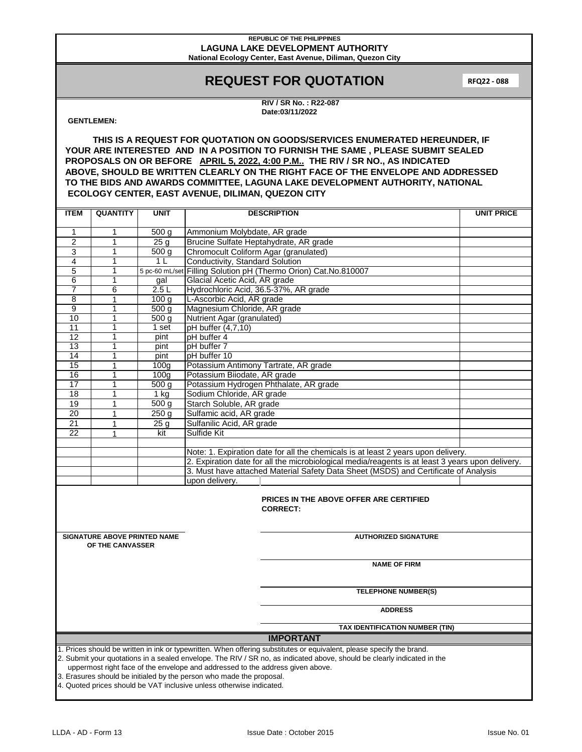REPUBLIC OF THE PHILIPPINES

**LAGUNA LAKE DEVELOPMENT AUTHORITY**

National Ecology Center, East Avenue, Diliman, Quezon City

# REQUEST FOR QUOTATION

**RFQ22 - 088**

**RIV / SR No. : R22-087**
**Date:03/11/2022**

**GENTLEMEN:**

**THIS IS A REQUEST FOR QUOTATION ON GOODS/SERVICES ENUMERATED HEREUNDER, IF YOUR ARE INTERESTED AND IN A POSITION TO FURNISH THE SAME , PLEASE SUBMIT SEALED PROPOSALS ON OR BEFORE APRIL 5, 2022, 4:00 P.M.. THE RIV / SR NO., AS INDICATED ABOVE, SHOULD BE WRITTEN CLEARLY ON THE RIGHT FACE OF THE ENVELOPE AND ADDRESSED TO THE BIDS AND AWARDS COMMITTEE, LAGUNA LAKE DEVELOPMENT AUTHORITY, NATIONAL ECOLOGY CENTER, EAST AVENUE, DILIMAN, QUEZON CITY**

| ITEM | QUANTITY | UNIT | DESCRIPTION | UNIT PRICE |
|---|---|---|---|---|
| 1 | 1 | 500 g | Ammonium Molybdate, AR grade | |
| 2 | 1 | 25 g | Brucine Sulfate Heptahydrate, AR grade | |
| 3 | 1 | 500 g | Chromocult Coliform Agar (granulated) | |
| 4 | 1 | 1 L | Conductivity, Standard Solution | |
| 5 | 1 | 5 pc-60 mL/set | Filling Solution pH (Thermo Orion) Cat.No.810007 | |
| 6 | 1 | gal | Glacial Acetic Acid, AR grade | |
| 7 | 6 | 2.5 L | Hydrochloric Acid, 36.5-37%, AR grade | |
| 8 | 1 | 100 g | L-Ascorbic Acid, AR grade | |
| 9 | 1 | 500 g | Magnesium Chloride, AR grade | |
| 10 | 1 | 500 g | Nutrient Agar (granulated) | |
| 11 | 1 | 1 set | pH buffer (4,7,10) | |
| 12 | 1 | pint | pH buffer 4 | |
| 13 | 1 | pint | pH buffer 7 | |
| 14 | 1 | pint | pH buffer 10 | |
| 15 | 1 | 100g | Potassium Antimony Tartrate, AR grade | |
| 16 | 1 | 100g | Potassium Biiodate, AR grade | |
| 17 | 1 | 500 g | Potassium Hydrogen Phthalate, AR grade | |
| 18 | 1 | 1 kg | Sodium Chloride, AR grade | |
| 19 | 1 | 500 g | Starch Soluble, AR grade | |
| 20 | 1 | 250 g | Sulfamic acid, AR grade | |
| 21 | 1 | 25 g | Sulfanilic Acid, AR grade | |
| 22 | 1 | kit | Sulfide Kit | |
| | | | | |
| | | | Note: 1. Expiration date for all the chemicals is at least 2 years upon delivery. | |
| | | | 2. Expiration date for all the microbiological media/reagents is at least 3 years upon delivery. | |
| | | | 3. Must have attached Material Safety Data Sheet (MSDS) and Certificate of Analysis upon delivery. | |

**PRICES IN THE ABOVE OFFER ARE CERTIFIED CORRECT:**

**SIGNATURE ABOVE PRINTED NAME OF THE CANVASSER**

**AUTHORIZED SIGNATURE**

**NAME OF FIRM**

**TELEPHONE NUMBER(S)**

**ADDRESS**

**TAX IDENTIFICATION NUMBER (TIN)**

## IMPORTANT

1. Prices should be written in ink or typewritten. When offering substitutes or equivalent, please specify the brand.
2. Submit your quotations in a sealed envelope. The RIV / SR no, as indicated above, should be clearly indicated in the uppermost right face of the envelope and addressed to the address given above.
3. Erasures should be initialed by the person who made the proposal.
4. Quoted prices should be VAT inclusive unless otherwise indicated.

LLDA - AD - Form 13 Issue Date : October 2015 Issue No. 01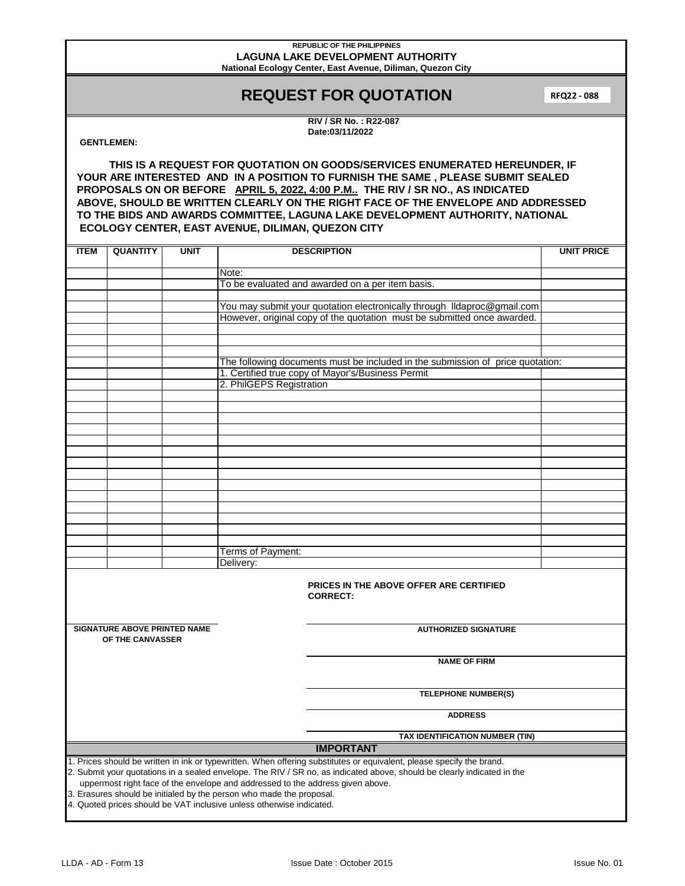REPUBLIC OF THE PHILIPPINES

**LAGUNA LAKE DEVELOPMENT AUTHORITY**

**National Ecology Center, East Avenue, Diliman, Quezon City**

# REQUEST FOR QUOTATION

**RFQ22 - 088**

**RIV / SR No. : R22-087**

**Date:03/11/2022**

**GENTLEMEN:**

**THIS IS A REQUEST FOR QUOTATION ON GOODS/SERVICES ENUMERATED HEREUNDER, IF YOUR ARE INTERESTED AND IN A POSITION TO FURNISH THE SAME , PLEASE SUBMIT SEALED PROPOSALS ON OR BEFORE APRIL 5, 2022, 4:00 P.M.. THE RIV / SR NO., AS INDICATED ABOVE, SHOULD BE WRITTEN CLEARLY ON THE RIGHT FACE OF THE ENVELOPE AND ADDRESSED TO THE BIDS AND AWARDS COMMITTEE, LAGUNA LAKE DEVELOPMENT AUTHORITY, NATIONAL ECOLOGY CENTER, EAST AVENUE, DILIMAN, QUEZON CITY**

| ITEM | QUANTITY | UNIT | DESCRIPTION | UNIT PRICE |
|---|---|---|---|---|
| | | | Note: | |
| | | | To be evaluated and awarded on a per item basis. | |
| | | | | |
| | | | You may submit your quotation electronically through lldaproc@gmail.com | |
| | | | However, original copy of the quotation must be submitted once awarded. | |
| | | | | |
| | | | | |
| | | | | |
| | | | The following documents must be included in the submission of price quotation: | |
| | | | 1. Certified true copy of Mayor's/Business Permit | |
| | | | 2. PhilGEPS Registration | |
| | | | | |
| | | | | |
| | | | | |
| | | | | |
| | | | | |
| | | | | |
| | | | | |
| | | | | |
| | | | | |
| | | | | |
| | | | | |
| | | | | |
| | | | | |
| | | | | |
| | | | Terms of Payment: | |
| | | | Delivery: | |

**PRICES IN THE ABOVE OFFER ARE CERTIFIED CORRECT:**

**SIGNATURE ABOVE PRINTED NAME OF THE CANVASSER**

**AUTHORIZED SIGNATURE**

**NAME OF FIRM**

**TELEPHONE NUMBER(S)**

**ADDRESS**

**TAX IDENTIFICATION NUMBER (TIN)**

## IMPORTANT

1. Prices should be written in ink or typewritten. When offering substitutes or equivalent, please specify the brand.
2. Submit your quotations in a sealed envelope. The RIV / SR no, as indicated above, should be clearly indicated in the uppermost right face of the envelope and addressed to the address given above.
3. Erasures should be initialed by the person who made the proposal.
4. Quoted prices should be VAT inclusive unless otherwise indicated.

LLDA - AD - Form 13 Issue Date : October 2015 Issue No. 01